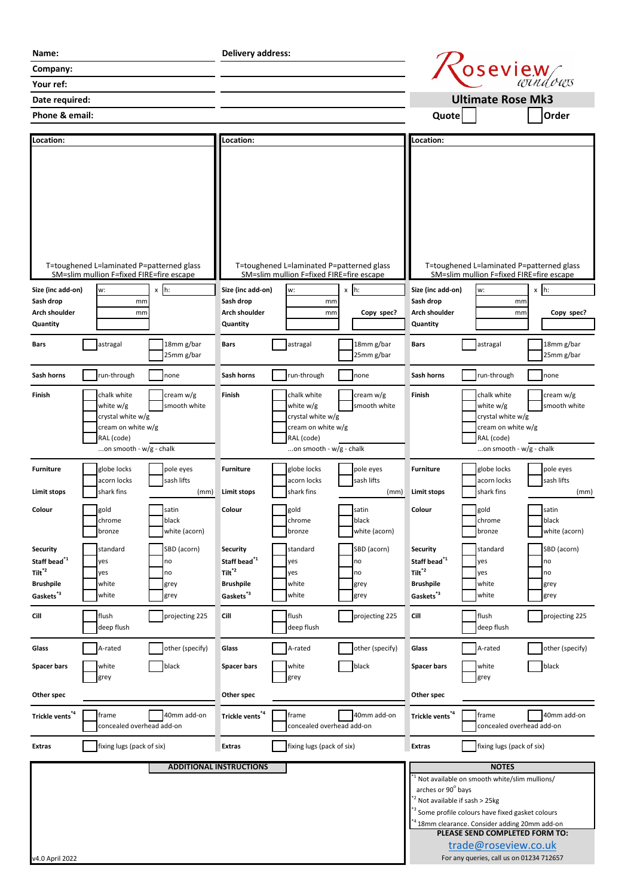# Roseview windows

## Ultimate Rose Mk3

| | |
|---|---|
| **Name:** | |
| **Company:** | |
| **Your ref:** | |
| **Date required:** | |
| **Phone & email:** | |

**Delivery address:**

**Quote** ☐ **Order** ☐

---

| | **Location:** | **Location:** | **Location:** |
|---|---|---|---|
| | T=toughened L=laminated P=patterned glass SM=slim mullion F=fixed FIRE=fire escape | T=toughened L=laminated P=patterned glass SM=slim mullion F=fixed FIRE=fire escape | T=toughened L=laminated P=patterned glass SM=slim mullion F=fixed FIRE=fire escape |
| **Size (inc add-on)** | w: x h: | w: x h: | w: x h: |
| **Sash drop** | mm | mm | mm |
| **Arch shoulder** | mm | mm **Copy spec?** | mm **Copy spec?** |
| **Quantity** | | | |
| **Bars** | ☐ astragal ☐ 18mm g/bar ☐ 25mm g/bar | ☐ astragal ☐ 18mm g/bar ☐ 25mm g/bar | ☐ astragal ☐ 18mm g/bar ☐ 25mm g/bar |
| **Sash horns** | ☐ run-through ☐ none | ☐ run-through ☐ none | ☐ run-through ☐ none |
| **Finish** | ☐ chalk white ☐ cream w/g ☐ white w/g ☐ smooth white ☐ crystal white w/g ☐ cream on white w/g ☐ RAL (code) ...on smooth - w/g - chalk | ☐ chalk white ☐ cream w/g ☐ white w/g ☐ smooth white ☐ crystal white w/g ☐ cream on white w/g ☐ RAL (code) ...on smooth - w/g - chalk | ☐ chalk white ☐ cream w/g ☐ white w/g ☐ smooth white ☐ crystal white w/g ☐ cream on white w/g ☐ RAL (code) ...on smooth - w/g - chalk |
| **Furniture** | ☐ globe locks ☐ pole eyes ☐ acorn locks ☐ sash lifts | ☐ globe locks ☐ pole eyes ☐ acorn locks ☐ sash lifts | ☐ globe locks ☐ pole eyes ☐ acorn locks ☐ sash lifts |
| **Limit stops** | ☐ shark fins (mm) | ☐ shark fins (mm) | ☐ shark fins (mm) |
| **Colour** | ☐ gold ☐ satin ☐ chrome ☐ black ☐ bronze ☐ white (acorn) | ☐ gold ☐ satin ☐ chrome ☐ black ☐ bronze ☐ white (acorn) | ☐ gold ☐ satin ☐ chrome ☐ black ☐ bronze ☐ white (acorn) |
| **Security** | ☐ standard ☐ SBD (acorn) | ☐ standard ☐ SBD (acorn) | ☐ standard ☐ SBD (acorn) |
| **Staff bead**[*1] | ☐ yes ☐ no | ☐ yes ☐ no | ☐ yes ☐ no |
| **Tilt**[*2] | ☐ yes ☐ no | ☐ yes ☐ no | ☐ yes ☐ no |
| **Brushpile** | ☐ white ☐ grey | ☐ white ☐ grey | ☐ white ☐ grey |
| **Gaskets**[*3] | ☐ white ☐ grey | ☐ white ☐ grey | ☐ white ☐ grey |
| **Cill** | ☐ flush ☐ projecting 225 ☐ deep flush | ☐ flush ☐ projecting 225 ☐ deep flush | ☐ flush ☐ projecting 225 ☐ deep flush |
| **Glass** | ☐ A-rated ☐ other (specify) | ☐ A-rated ☐ other (specify) | ☐ A-rated ☐ other (specify) |
| **Spacer bars** | ☐ white ☐ black ☐ grey | ☐ white ☐ black ☐ grey | ☐ white ☐ black ☐ grey |
| **Other spec** | | | |
| **Trickle vents**[*4] | ☐ frame ☐ 40mm add-on ☐ concealed overhead add-on | ☐ frame ☐ 40mm add-on ☐ concealed overhead add-on | ☐ frame ☐ 40mm add-on ☐ concealed overhead add-on |
| **Extras** | ☐ fixing lugs (pack of six) | ☐ fixing lugs (pack of six) | ☐ fixing lugs (pack of six) |

---

**ADDITIONAL INSTRUCTIONS**

v4.0 April 2022

**NOTES**

- [*1] Not available on smooth white/slim mullions/ arches or 90° bays
- [*2] Not available if sash > 25kg
- [*3] Some profile colours have fixed gasket colours
- [*4] 18mm clearance. Consider adding 20mm add-on

**PLEASE SEND COMPLETED FORM TO:**

trade@roseview.co.uk

For any queries, call us on 01234 712657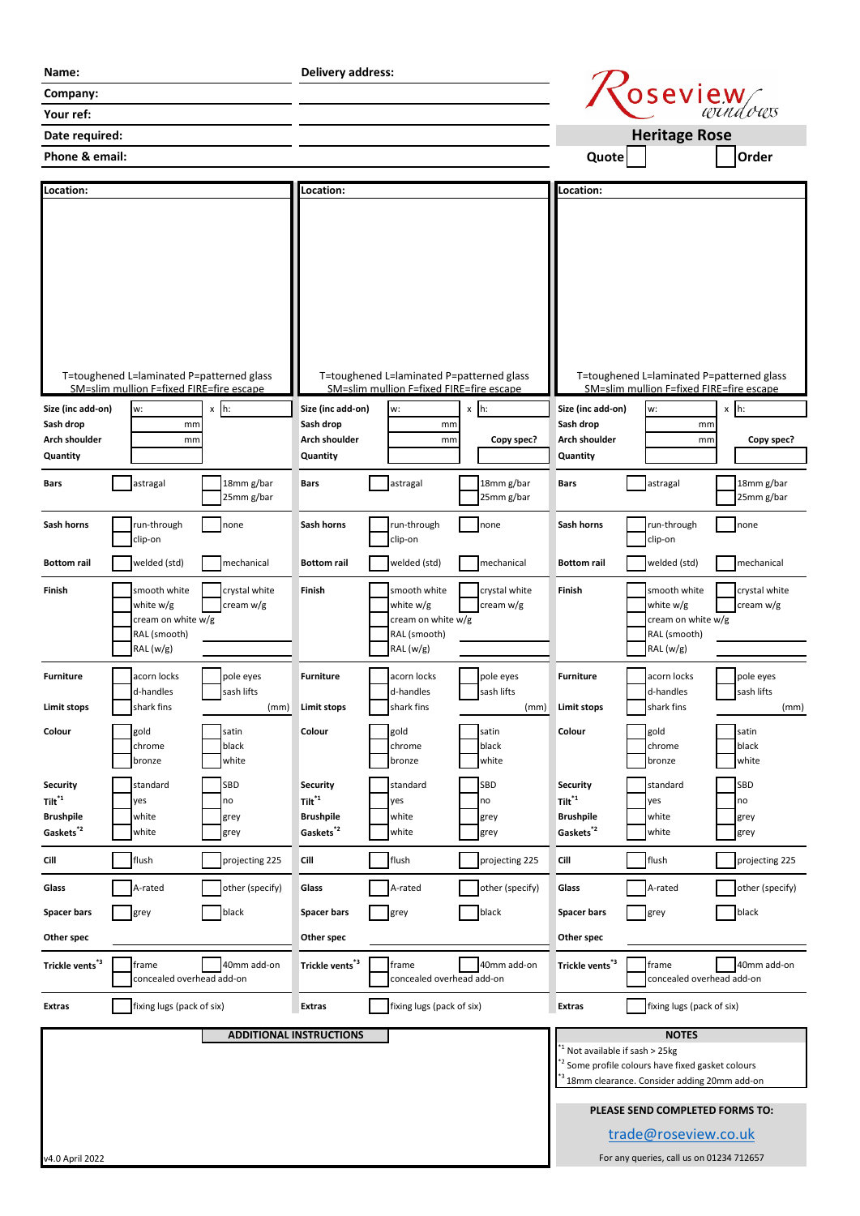| Name: | Delivery address: | Roseview windows |
|---|---|---|
| Company: | | **Heritage Rose** |
| Your ref: | | Quote ☐ Order ☐ |
| Date required: | | |
| Phone & email: | | |

| Location: | Location: | Location: |
|---|---|---|
| T=toughened L=laminated P=patterned glass SM=slim mullion F=fixed FIRE=fire escape | T=toughened L=laminated P=patterned glass SM=slim mullion F=fixed FIRE=fire escape | T=toughened L=laminated P=patterned glass SM=slim mullion F=fixed FIRE=fire escape |

| | Window 1 | Window 2 | Window 3 |
|---|---|---|---|
| **Size (inc add-on)** | w: x h: | w: x h: | w: x h: |
| **Sash drop** | mm | mm | mm |
| **Arch shoulder** | mm | mm Copy spec? | mm Copy spec? |
| **Quantity** | | | |
| **Bars** | ☐ astragal ☐ 18mm g/bar / 25mm g/bar | ☐ astragal ☐ 18mm g/bar / 25mm g/bar | ☐ astragal ☐ 18mm g/bar / 25mm g/bar |
| **Sash horns** | ☐ run-through / clip-on ☐ none | ☐ run-through / clip-on ☐ none | ☐ run-through / clip-on ☐ none |
| **Bottom rail** | ☐ welded (std) ☐ mechanical | ☐ welded (std) ☐ mechanical | ☐ welded (std) ☐ mechanical |
| **Finish** | ☐ smooth white / white w/g / cream on white w/g / RAL (smooth) / RAL (w/g) ☐ crystal white / cream w/g | ☐ smooth white / white w/g / cream on white w/g / RAL (smooth) / RAL (w/g) ☐ crystal white / cream w/g | ☐ smooth white / white w/g / cream on white w/g / RAL (smooth) / RAL (w/g) ☐ crystal white / cream w/g |
| **Furniture** | ☐ acorn locks / d-handles ☐ pole eyes / sash lifts | ☐ acorn locks / d-handles ☐ pole eyes / sash lifts | ☐ acorn locks / d-handles ☐ pole eyes / sash lifts |
| **Limit stops** | shark fins (mm) | shark fins (mm) | shark fins (mm) |
| **Colour** | ☐ gold / chrome / bronze ☐ satin / black / white | ☐ gold / chrome / bronze ☐ satin / black / white | ☐ gold / chrome / bronze ☐ satin / black / white |
| **Security** | ☐ standard ☐ SBD | ☐ standard ☐ SBD | ☐ standard ☐ SBD |
| **Tilt**[*1] | ☐ yes ☐ no | ☐ yes ☐ no | ☐ yes ☐ no |
| **Brushpile** | ☐ white ☐ grey | ☐ white ☐ grey | ☐ white ☐ grey |
| **Gaskets**[*2] | ☐ white ☐ grey | ☐ white ☐ grey | ☐ white ☐ grey |
| **Cill** | ☐ flush ☐ projecting 225 | ☐ flush ☐ projecting 225 | ☐ flush ☐ projecting 225 |
| **Glass** | ☐ A-rated ☐ other (specify) | ☐ A-rated ☐ other (specify) | ☐ A-rated ☐ other (specify) |
| **Spacer bars** | ☐ grey ☐ black | ☐ grey ☐ black | ☐ grey ☐ black |
| **Other spec** | | | |
| **Trickle vents**[*3] | ☐ frame / concealed overhead add-on ☐ 40mm add-on | ☐ frame / concealed overhead add-on ☐ 40mm add-on | ☐ frame / concealed overhead add-on ☐ 40mm add-on |
| **Extras** | ☐ fixing lugs (pack of six) | ☐ fixing lugs (pack of six) | ☐ fixing lugs (pack of six) |

**ADDITIONAL INSTRUCTIONS**

v4.0 April 2022

**NOTES**

[*1] Not available if sash > 25kg
[*2] Some profile colours have fixed gasket colours
[*3] 18mm clearance. Consider adding 20mm add-on

**PLEASE SEND COMPLETED FORMS TO:**

trade@roseview.co.uk

For any queries, call us on 01234 712657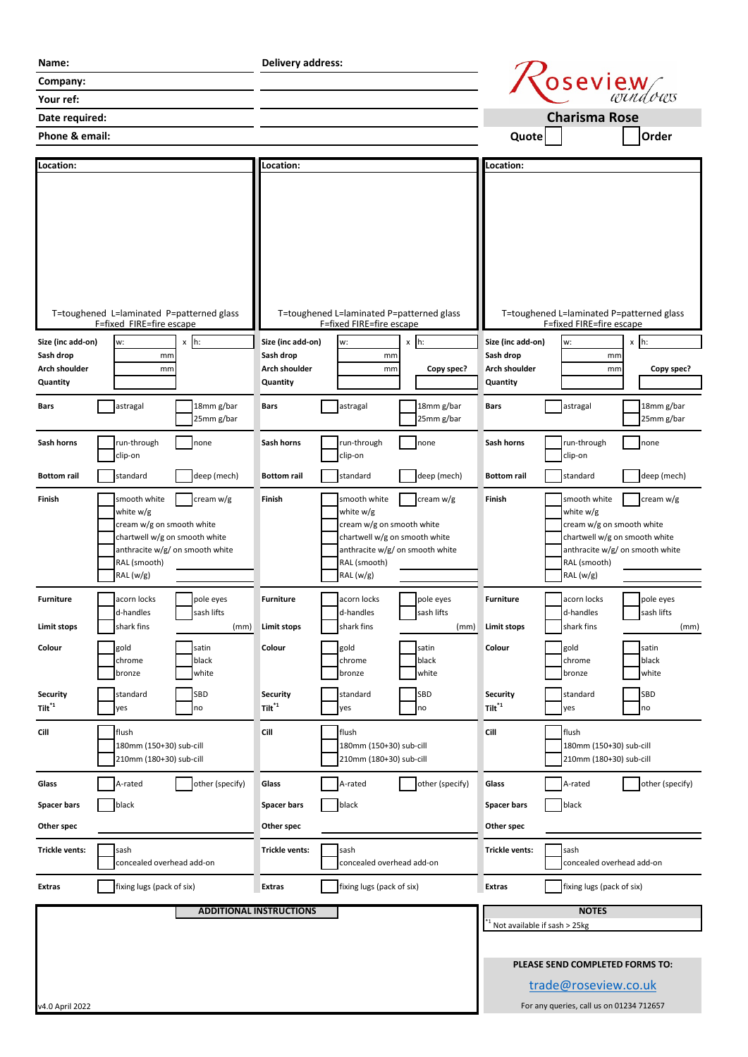| | | |
|---|---|---|
| **Name:** | **Delivery address:** | **Roseview windows** |
| **Company:** | | |
| **Your ref:** | | |
| **Date required:** | | **Charisma Rose** |
| **Phone & email:** | | **Quote** ☐ ☐ **Order** |

| **Location:** | **Location:** | **Location:** |
|---|---|---|
| T=toughened L=laminated P=patterned glass F=fixed FIRE=fire escape | T=toughened L=laminated P=patterned glass F=fixed FIRE=fire escape | T=toughened L=laminated P=patterned glass F=fixed FIRE=fire escape |

| | | | | | | | | |
|---|---|---|---|---|---|---|---|---|
| **Size (inc add-on)** | w: x h: | | **Size (inc add-on)** | w: x h: | | **Size (inc add-on)** | w: x h: | |
| **Sash drop** | mm | | **Sash drop** | mm | | **Sash drop** | mm | |
| **Arch shoulder** | mm | | **Arch shoulder** | mm | **Copy spec?** | **Arch shoulder** | mm | **Copy spec?** |
| **Quantity** | | | **Quantity** | | | **Quantity** | | |
| **Bars** | ☐ astragal | ☐ 18mm g/bar<br>☐ 25mm g/bar | **Bars** | ☐ astragal | ☐ 18mm g/bar<br>☐ 25mm g/bar | **Bars** | ☐ astragal | ☐ 18mm g/bar<br>☐ 25mm g/bar |
| **Sash horns** | ☐ run-through<br>☐ clip-on | ☐ none | **Sash horns** | ☐ run-through<br>☐ clip-on | ☐ none | **Sash horns** | ☐ run-through<br>☐ clip-on | ☐ none |
| **Bottom rail** | ☐ standard | ☐ deep (mech) | **Bottom rail** | ☐ standard | ☐ deep (mech) | **Bottom rail** | ☐ standard | ☐ deep (mech) |
| **Finish** | ☐ smooth white<br>☐ white w/g<br>☐ cream w/g on smooth white<br>☐ chartwell w/g on smooth white<br>☐ anthracite w/g/ on smooth white<br>☐ RAL (smooth)<br>☐ RAL (w/g) | ☐ cream w/g | **Finish** | ☐ smooth white<br>☐ white w/g<br>☐ cream w/g on smooth white<br>☐ chartwell w/g on smooth white<br>☐ anthracite w/g/ on smooth white<br>☐ RAL (smooth)<br>☐ RAL (w/g) | ☐ cream w/g | **Finish** | ☐ smooth white<br>☐ white w/g<br>☐ cream w/g on smooth white<br>☐ chartwell w/g on smooth white<br>☐ anthracite w/g/ on smooth white<br>☐ RAL (smooth)<br>☐ RAL (w/g) | ☐ cream w/g |
| **Furniture** | ☐ acorn locks<br>☐ d-handles | ☐ pole eyes<br>☐ sash lifts | **Furniture** | ☐ acorn locks<br>☐ d-handles | ☐ pole eyes<br>☐ sash lifts | **Furniture** | ☐ acorn locks<br>☐ d-handles | ☐ pole eyes<br>☐ sash lifts |
| **Limit stops** | ☐ shark fins | (mm) | **Limit stops** | ☐ shark fins | (mm) | **Limit stops** | ☐ shark fins | (mm) |
| **Colour** | ☐ gold<br>☐ chrome<br>☐ bronze | ☐ satin<br>☐ black<br>☐ white | **Colour** | ☐ gold<br>☐ chrome<br>☐ bronze | ☐ satin<br>☐ black<br>☐ white | **Colour** | ☐ gold<br>☐ chrome<br>☐ bronze | ☐ satin<br>☐ black<br>☐ white |
| **Security** | ☐ standard | ☐ SBD | **Security** | ☐ standard | ☐ SBD | **Security** | ☐ standard | ☐ SBD |
| **Tilt**[*1] | ☐ yes | ☐ no | **Tilt**[*1] | ☐ yes | ☐ no | **Tilt**[*1] | ☐ yes | ☐ no |
| **Cill** | ☐ flush<br>☐ 180mm (150+30) sub-cill<br>☐ 210mm (180+30) sub-cill | | **Cill** | ☐ flush<br>☐ 180mm (150+30) sub-cill<br>☐ 210mm (180+30) sub-cill | | **Cill** | ☐ flush<br>☐ 180mm (150+30) sub-cill<br>☐ 210mm (180+30) sub-cill | |
| **Glass** | ☐ A-rated | ☐ other (specify) | **Glass** | ☐ A-rated | ☐ other (specify) | **Glass** | ☐ A-rated | ☐ other (specify) |
| **Spacer bars** | ☐ black | | **Spacer bars** | ☐ black | | **Spacer bars** | ☐ black | |
| **Other spec** | | | **Other spec** | | | **Other spec** | | |
| **Trickle vents:** | ☐ sash<br>☐ concealed overhead add-on | | **Trickle vents:** | ☐ sash<br>☐ concealed overhead add-on | | **Trickle vents:** | ☐ sash<br>☐ concealed overhead add-on | |
| **Extras** | ☐ fixing lugs (pack of six) | | **Extras** | ☐ fixing lugs (pack of six) | | **Extras** | ☐ fixing lugs (pack of six) | |

**ADDITIONAL INSTRUCTIONS**

v4.0 April 2022

**NOTES**

[*1] Not available if sash > 25kg

**PLEASE SEND COMPLETED FORMS TO:**

trade@roseview.co.uk

For any queries, call us on 01234 712657